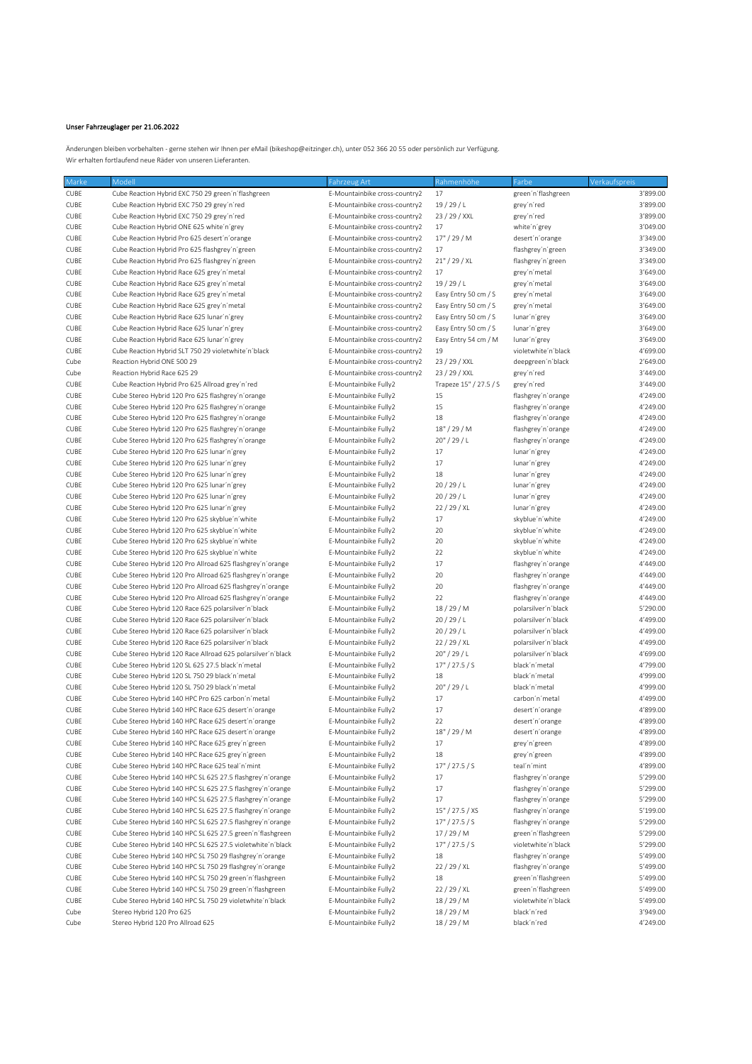**Unser Fahrzeuglager per 21.06.2022**

Änderungen bleiben vorbehalten - gerne stehen wir Ihnen per eMail (bikeshop@eitzinger.ch), unter 052 366 20 55 oder persönlich zur Verfügung.
Wir erhalten fortlaufend neue Räder von unseren Lieferanten.

| Marke | Modell | Fahrzeug Art | Rahmenhöhe | Farbe | Verkaufspreis |
|---|---|---|---|---|---|
| CUBE | Cube Reaction Hybrid EXC 750 29 green´n´flashgreen | E-Mountainbike cross-country2 | 17 | green´n´flashgreen | 3'899.00 |
| CUBE | Cube Reaction Hybrid EXC 750 29 grey´n´red | E-Mountainbike cross-country2 | 19 / 29 / L | grey´n´red | 3'899.00 |
| CUBE | Cube Reaction Hybrid EXC 750 29 grey´n´red | E-Mountainbike cross-country2 | 23 / 29 / XXL | grey´n´red | 3'899.00 |
| CUBE | Cube Reaction Hybrid ONE 625 white´n´grey | E-Mountainbike cross-country2 | 17 | white´n´grey | 3'049.00 |
| CUBE | Cube Reaction Hybrid Pro 625 desert´n´orange | E-Mountainbike cross-country2 | 17" / 29 / M | desert´n´orange | 3'349.00 |
| CUBE | Cube Reaction Hybrid Pro 625 flashgrey´n´green | E-Mountainbike cross-country2 | 17 | flashgrey´n´green | 3'349.00 |
| CUBE | Cube Reaction Hybrid Pro 625 flashgrey´n´green | E-Mountainbike cross-country2 | 21" / 29 / XL | flashgrey´n´green | 3'349.00 |
| CUBE | Cube Reaction Hybrid Race 625 grey´n´metal | E-Mountainbike cross-country2 | 17 | grey´n´metal | 3'649.00 |
| CUBE | Cube Reaction Hybrid Race 625 grey´n´metal | E-Mountainbike cross-country2 | 19 / 29 / L | grey´n´metal | 3'649.00 |
| CUBE | Cube Reaction Hybrid Race 625 grey´n´metal | E-Mountainbike cross-country2 | Easy Entry 50 cm / S | grey´n´metal | 3'649.00 |
| CUBE | Cube Reaction Hybrid Race 625 grey´n´metal | E-Mountainbike cross-country2 | Easy Entry 50 cm / S | grey´n´metal | 3'649.00 |
| CUBE | Cube Reaction Hybrid Race 625 lunar´n´grey | E-Mountainbike cross-country2 | Easy Entry 50 cm / S | lunar´n´grey | 3'649.00 |
| CUBE | Cube Reaction Hybrid Race 625 lunar´n´grey | E-Mountainbike cross-country2 | Easy Entry 50 cm / S | lunar´n´grey | 3'649.00 |
| CUBE | Cube Reaction Hybrid Race 625 lunar´n´grey | E-Mountainbike cross-country2 | Easy Entry 54 cm / M | lunar´n´grey | 3'649.00 |
| CUBE | Cube Reaction Hybrid SLT 750 29 violetwhite´n´black | E-Mountainbike cross-country2 | 19 | violetwhite´n´black | 4'699.00 |
| Cube | Reaction Hybrid ONE 500 29 | E-Mountainbike cross-country2 | 23 / 29 / XXL | deepgreen´n´black | 2'649.00 |
| Cube | Reaction Hybrid Race 625 29 | E-Mountainbike cross-country2 | 23 / 29 / XXL | grey´n´red | 3'449.00 |
| CUBE | Cube Reaction Hybrid Pro 625 Allroad grey´n´red | E-Mountainbike Fully2 | Trapeze 15" / 27.5 / S | grey´n´red | 3'449.00 |
| CUBE | Cube Stereo Hybrid 120 Pro 625 flashgrey´n´orange | E-Mountainbike Fully2 | 15 | flashgrey´n´orange | 4'249.00 |
| CUBE | Cube Stereo Hybrid 120 Pro 625 flashgrey´n´orange | E-Mountainbike Fully2 | 15 | flashgrey´n´orange | 4'249.00 |
| CUBE | Cube Stereo Hybrid 120 Pro 625 flashgrey´n´orange | E-Mountainbike Fully2 | 18 | flashgrey´n´orange | 4'249.00 |
| CUBE | Cube Stereo Hybrid 120 Pro 625 flashgrey´n´orange | E-Mountainbike Fully2 | 18" / 29 / M | flashgrey´n´orange | 4'249.00 |
| CUBE | Cube Stereo Hybrid 120 Pro 625 flashgrey´n´orange | E-Mountainbike Fully2 | 20" / 29 / L | flashgrey´n´orange | 4'249.00 |
| CUBE | Cube Stereo Hybrid 120 Pro 625 lunar´n´grey | E-Mountainbike Fully2 | 17 | lunar´n´grey | 4'249.00 |
| CUBE | Cube Stereo Hybrid 120 Pro 625 lunar´n´grey | E-Mountainbike Fully2 | 17 | lunar´n´grey | 4'249.00 |
| CUBE | Cube Stereo Hybrid 120 Pro 625 lunar´n´grey | E-Mountainbike Fully2 | 18 | lunar´n´grey | 4'249.00 |
| CUBE | Cube Stereo Hybrid 120 Pro 625 lunar´n´grey | E-Mountainbike Fully2 | 20 / 29 / L | lunar´n´grey | 4'249.00 |
| CUBE | Cube Stereo Hybrid 120 Pro 625 lunar´n´grey | E-Mountainbike Fully2 | 20 / 29 / L | lunar´n´grey | 4'249.00 |
| CUBE | Cube Stereo Hybrid 120 Pro 625 lunar´n´grey | E-Mountainbike Fully2 | 22 / 29 / XL | lunar´n´grey | 4'249.00 |
| CUBE | Cube Stereo Hybrid 120 Pro 625 skyblue´n´white | E-Mountainbike Fully2 | 17 | skyblue´n´white | 4'249.00 |
| CUBE | Cube Stereo Hybrid 120 Pro 625 skyblue´n´white | E-Mountainbike Fully2 | 20 | skyblue´n´white | 4'249.00 |
| CUBE | Cube Stereo Hybrid 120 Pro 625 skyblue´n´white | E-Mountainbike Fully2 | 20 | skyblue´n´white | 4'249.00 |
| CUBE | Cube Stereo Hybrid 120 Pro 625 skyblue´n´white | E-Mountainbike Fully2 | 22 | skyblue´n´white | 4'249.00 |
| CUBE | Cube Stereo Hybrid 120 Pro Allroad 625 flashgrey´n´orange | E-Mountainbike Fully2 | 17 | flashgrey´n´orange | 4'449.00 |
| CUBE | Cube Stereo Hybrid 120 Pro Allroad 625 flashgrey´n´orange | E-Mountainbike Fully2 | 20 | flashgrey´n´orange | 4'449.00 |
| CUBE | Cube Stereo Hybrid 120 Pro Allroad 625 flashgrey´n´orange | E-Mountainbike Fully2 | 20 | flashgrey´n´orange | 4'449.00 |
| CUBE | Cube Stereo Hybrid 120 Pro Allroad 625 flashgrey´n´orange | E-Mountainbike Fully2 | 22 | flashgrey´n´orange | 4'449.00 |
| CUBE | Cube Stereo Hybrid 120 Race 625 polarsilver´n´black | E-Mountainbike Fully2 | 18 / 29 / M | polarsilver´n´black | 5'290.00 |
| CUBE | Cube Stereo Hybrid 120 Race 625 polarsilver´n´black | E-Mountainbike Fully2 | 20 / 29 / L | polarsilver´n´black | 4'499.00 |
| CUBE | Cube Stereo Hybrid 120 Race 625 polarsilver´n´black | E-Mountainbike Fully2 | 20 / 29 / L | polarsilver´n´black | 4'499.00 |
| CUBE | Cube Stereo Hybrid 120 Race 625 polarsilver´n´black | E-Mountainbike Fully2 | 22 / 29 / XL | polarsilver´n´black | 4'499.00 |
| CUBE | Cube Stereo Hybrid 120 Race Allroad 625 polarsilver´n´black | E-Mountainbike Fully2 | 20" / 29 / L | polarsilver´n´black | 4'699.00 |
| CUBE | Cube Stereo Hybrid 120 SL 625 27.5 black´n´metal | E-Mountainbike Fully2 | 17" / 27.5 / S | black´n´metal | 4'799.00 |
| CUBE | Cube Stereo Hybrid 120 SL 750 29 black´n´metal | E-Mountainbike Fully2 | 18 | black´n´metal | 4'999.00 |
| CUBE | Cube Stereo Hybrid 120 SL 750 29 black´n´metal | E-Mountainbike Fully2 | 20" / 29 / L | black´n´metal | 4'999.00 |
| CUBE | Cube Stereo Hybrid 140 HPC Pro 625 carbon´n´metal | E-Mountainbike Fully2 | 17 | carbon´n´metal | 4'499.00 |
| CUBE | Cube Stereo Hybrid 140 HPC Race 625 desert´n´orange | E-Mountainbike Fully2 | 17 | desert´n´orange | 4'899.00 |
| CUBE | Cube Stereo Hybrid 140 HPC Race 625 desert´n´orange | E-Mountainbike Fully2 | 22 | desert´n´orange | 4'899.00 |
| CUBE | Cube Stereo Hybrid 140 HPC Race 625 desert´n´orange | E-Mountainbike Fully2 | 18" / 29 / M | desert´n´orange | 4'899.00 |
| CUBE | Cube Stereo Hybrid 140 HPC Race 625 grey´n´green | E-Mountainbike Fully2 | 17 | grey´n´green | 4'899.00 |
| CUBE | Cube Stereo Hybrid 140 HPC Race 625 grey´n´green | E-Mountainbike Fully2 | 18 | grey´n´green | 4'899.00 |
| CUBE | Cube Stereo Hybrid 140 HPC Race 625 teal´n´mint | E-Mountainbike Fully2 | 17" / 27.5 / S | teal´n´mint | 4'899.00 |
| CUBE | Cube Stereo Hybrid 140 HPC SL 625 27.5 flashgrey´n´orange | E-Mountainbike Fully2 | 17 | flashgrey´n´orange | 5'299.00 |
| CUBE | Cube Stereo Hybrid 140 HPC SL 625 27.5 flashgrey´n´orange | E-Mountainbike Fully2 | 17 | flashgrey´n´orange | 5'299.00 |
| CUBE | Cube Stereo Hybrid 140 HPC SL 625 27.5 flashgrey´n´orange | E-Mountainbike Fully2 | 17 | flashgrey´n´orange | 5'299.00 |
| CUBE | Cube Stereo Hybrid 140 HPC SL 625 27.5 flashgrey´n´orange | E-Mountainbike Fully2 | 15" / 27.5 / XS | flashgrey´n´orange | 5'199.00 |
| CUBE | Cube Stereo Hybrid 140 HPC SL 625 27.5 flashgrey´n´orange | E-Mountainbike Fully2 | 17" / 27.5 / S | flashgrey´n´orange | 5'299.00 |
| CUBE | Cube Stereo Hybrid 140 HPC SL 625 27.5 green´n´flashgreen | E-Mountainbike Fully2 | 17 / 29 / M | green´n´flashgreen | 5'299.00 |
| CUBE | Cube Stereo Hybrid 140 HPC SL 625 27.5 violetwhite´n´black | E-Mountainbike Fully2 | 17" / 27.5 / S | violetwhite´n´black | 5'299.00 |
| CUBE | Cube Stereo Hybrid 140 HPC SL 750 29 flashgrey´n´orange | E-Mountainbike Fully2 | 18 | flashgrey´n´orange | 5'499.00 |
| CUBE | Cube Stereo Hybrid 140 HPC SL 750 29 flashgrey´n´orange | E-Mountainbike Fully2 | 22 / 29 / XL | flashgrey´n´orange | 5'499.00 |
| CUBE | Cube Stereo Hybrid 140 HPC SL 750 29 green´n´flashgreen | E-Mountainbike Fully2 | 18 | green´n´flashgreen | 5'499.00 |
| CUBE | Cube Stereo Hybrid 140 HPC SL 750 29 green´n´flashgreen | E-Mountainbike Fully2 | 22 / 29 / XL | green´n´flashgreen | 5'499.00 |
| CUBE | Cube Stereo Hybrid 140 HPC SL 750 29 violetwhite´n´black | E-Mountainbike Fully2 | 18 / 29 / M | violetwhite´n´black | 5'499.00 |
| Cube | Stereo Hybrid 120 Pro 625 | E-Mountainbike Fully2 | 18 / 29 / M | black´n´red | 3'949.00 |
| Cube | Stereo Hybrid 120 Pro Allroad 625 | E-Mountainbike Fully2 | 18 / 29 / M | black´n´red | 4'249.00 |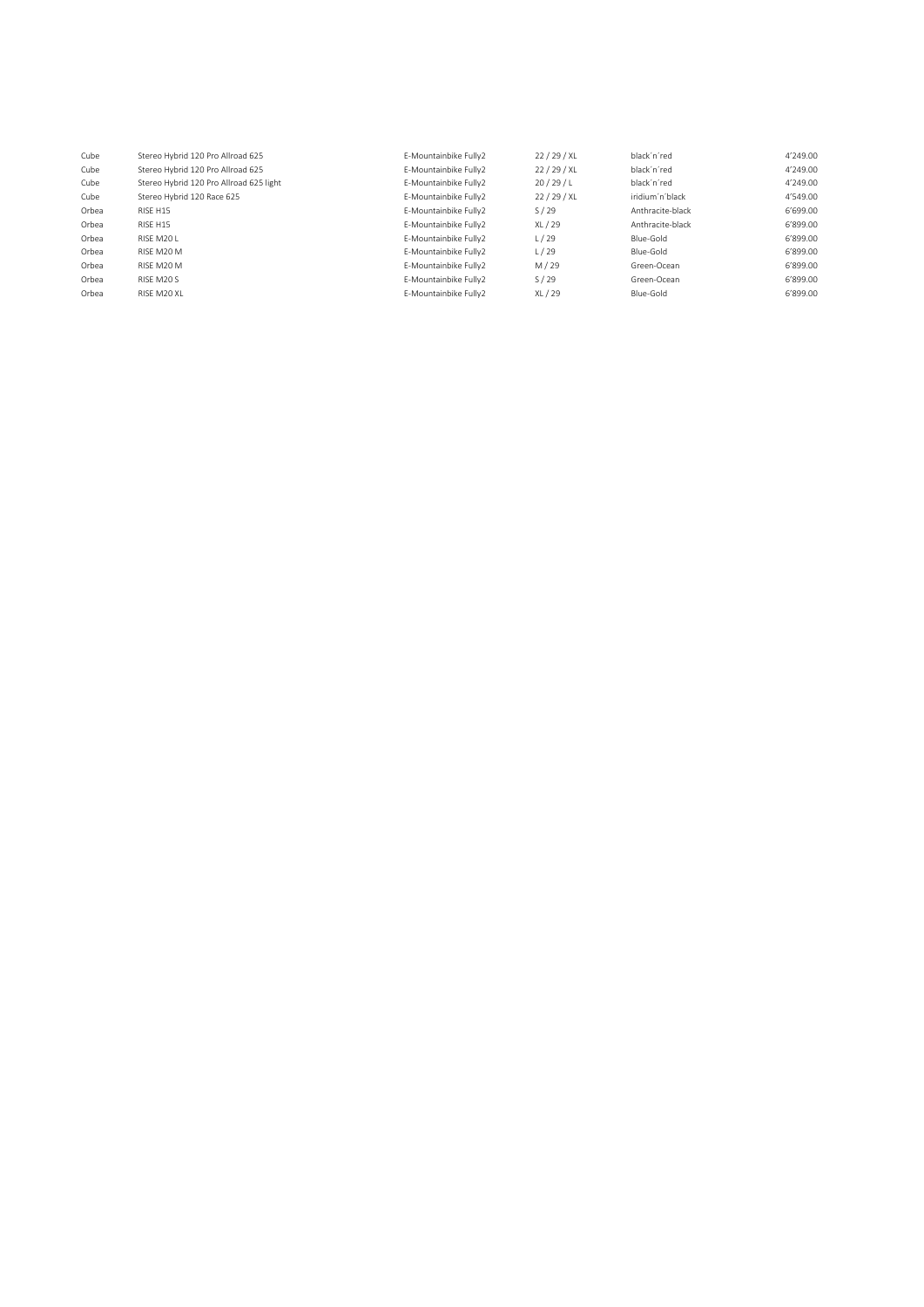| | | | | | |
|---|---|---|---|---|---|
| Cube | Stereo Hybrid 120 Pro Allroad 625 | E-Mountainbike Fully2 | 22 / 29 / XL | black´n´red | 4’249.00 |
| Cube | Stereo Hybrid 120 Pro Allroad 625 | E-Mountainbike Fully2 | 22 / 29 / XL | black´n´red | 4’249.00 |
| Cube | Stereo Hybrid 120 Pro Allroad 625 light | E-Mountainbike Fully2 | 20 / 29 / L | black´n´red | 4’249.00 |
| Cube | Stereo Hybrid 120 Race 625 | E-Mountainbike Fully2 | 22 / 29 / XL | iridium´n´black | 4’549.00 |
| Orbea | RISE H15 | E-Mountainbike Fully2 | S / 29 | Anthracite-black | 6’699.00 |
| Orbea | RISE H15 | E-Mountainbike Fully2 | XL / 29 | Anthracite-black | 6’899.00 |
| Orbea | RISE M20 L | E-Mountainbike Fully2 | L / 29 | Blue-Gold | 6’899.00 |
| Orbea | RISE M20 M | E-Mountainbike Fully2 | L / 29 | Blue-Gold | 6’899.00 |
| Orbea | RISE M20 M | E-Mountainbike Fully2 | M / 29 | Green-Ocean | 6’899.00 |
| Orbea | RISE M20 S | E-Mountainbike Fully2 | S / 29 | Green-Ocean | 6’899.00 |
| Orbea | RISE M20 XL | E-Mountainbike Fully2 | XL / 29 | Blue-Gold | 6’899.00 |